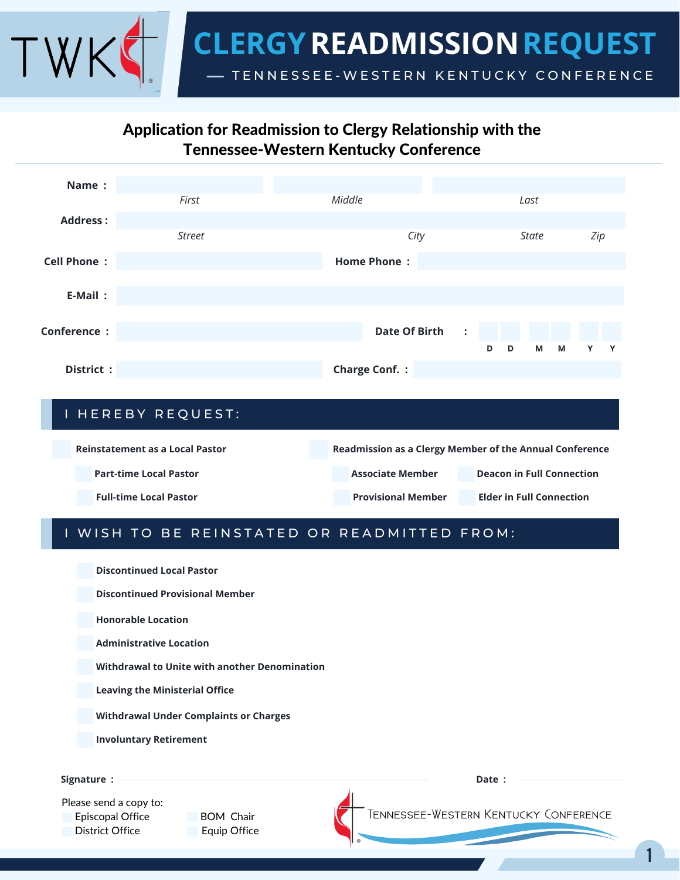# CLERGY READMISSION REQUEST

— TENNESSEE-WESTERN KENTUCKY CONFERENCE

## Application for Readmission to Clergy Relationship with the Tennessee-Western Kentucky Conference

**Name :** ____________ ____________ ____________
*First* *Middle* *Last*

**Address :** ______________________________________
*Street* *City* *State* *Zip*

**Cell Phone :** ____________ **Home Phone :** ____________

**E-Mail :** ______________________________________

**Conference :** ____________ **Date Of Birth :** D D M M Y Y

**District :** ____________ **Charge Conf. :** ____________

## I HEREBY REQUEST:

- ☐ **Reinstatement as a Local Pastor**
  - ☐ **Part-time Local Pastor**
  - ☐ **Full-time Local Pastor**
- ☐ **Readmission as a Clergy Member of the Annual Conference**
  - ☐ **Associate Member**
  - ☐ **Deacon in Full Connection**
  - ☐ **Provisional Member**
  - ☐ **Elder in Full Connection**

## I WISH TO BE REINSTATED OR READMITTED FROM:

- ☐ **Discontinued Local Pastor**
- ☐ **Discontinued Provisional Member**
- ☐ **Honorable Location**
- ☐ **Administrative Location**
- ☐ **Withdrawal to Unite with another Denomination**
- ☐ **Leaving the Ministerial Office**
- ☐ **Withdrawal Under Complaints or Charges**
- ☐ **Involuntary Retirement**

**Signature :** ______________________ **Date :** ____________

Please send a copy to:

- ☐ Episcopal Office
- ☐ District Office
- ☐ BOM Chair
- ☐ Equip Office

TENNESSEE-WESTERN KENTUCKY CONFERENCE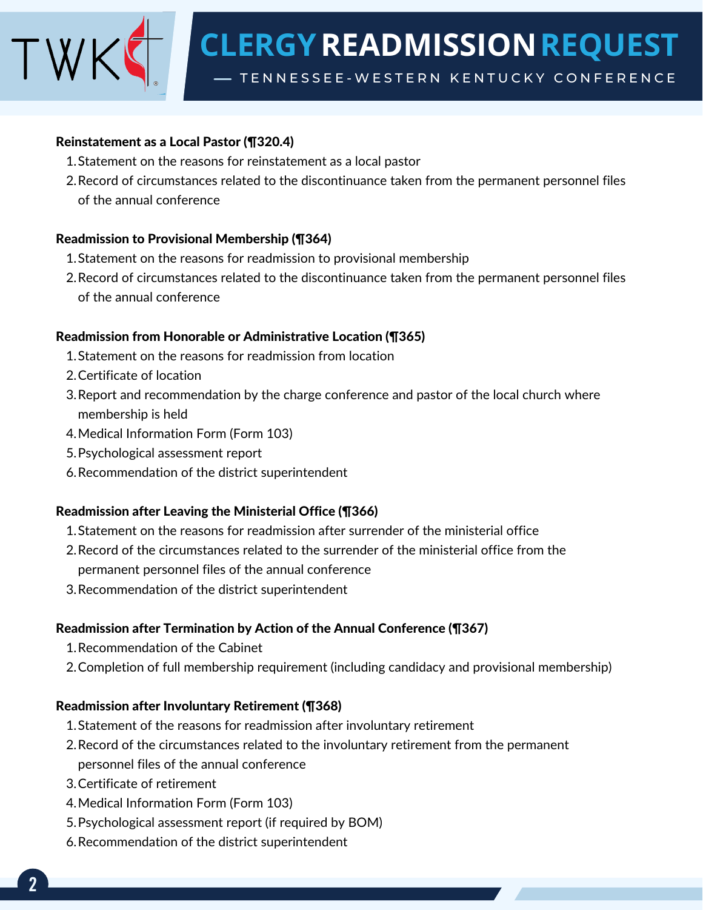# CLERGY READMISSION REQUEST

— TENNESSEE-WESTERN KENTUCKY CONFERENCE

**Reinstatement as a Local Pastor (¶320.4)**

1. Statement on the reasons for reinstatement as a local pastor
2. Record of circumstances related to the discontinuance taken from the permanent personnel files of the annual conference

**Readmission to Provisional Membership (¶364)**

1. Statement on the reasons for readmission to provisional membership
2. Record of circumstances related to the discontinuance taken from the permanent personnel files of the annual conference

**Readmission from Honorable or Administrative Location (¶365)**

1. Statement on the reasons for readmission from location
2. Certificate of location
3. Report and recommendation by the charge conference and pastor of the local church where membership is held
4. Medical Information Form (Form 103)
5. Psychological assessment report
6. Recommendation of the district superintendent

**Readmission after Leaving the Ministerial Office (¶366)**

1. Statement on the reasons for readmission after surrender of the ministerial office
2. Record of the circumstances related to the surrender of the ministerial office from the permanent personnel files of the annual conference
3. Recommendation of the district superintendent

**Readmission after Termination by Action of the Annual Conference (¶367)**

1. Recommendation of the Cabinet
2. Completion of full membership requirement (including candidacy and provisional membership)

**Readmission after Involuntary Retirement (¶368)**

1. Statement of the reasons for readmission after involuntary retirement
2. Record of the circumstances related to the involuntary retirement from the permanent personnel files of the annual conference
3. Certificate of retirement
4. Medical Information Form (Form 103)
5. Psychological assessment report (if required by BOM)
6. Recommendation of the district superintendent